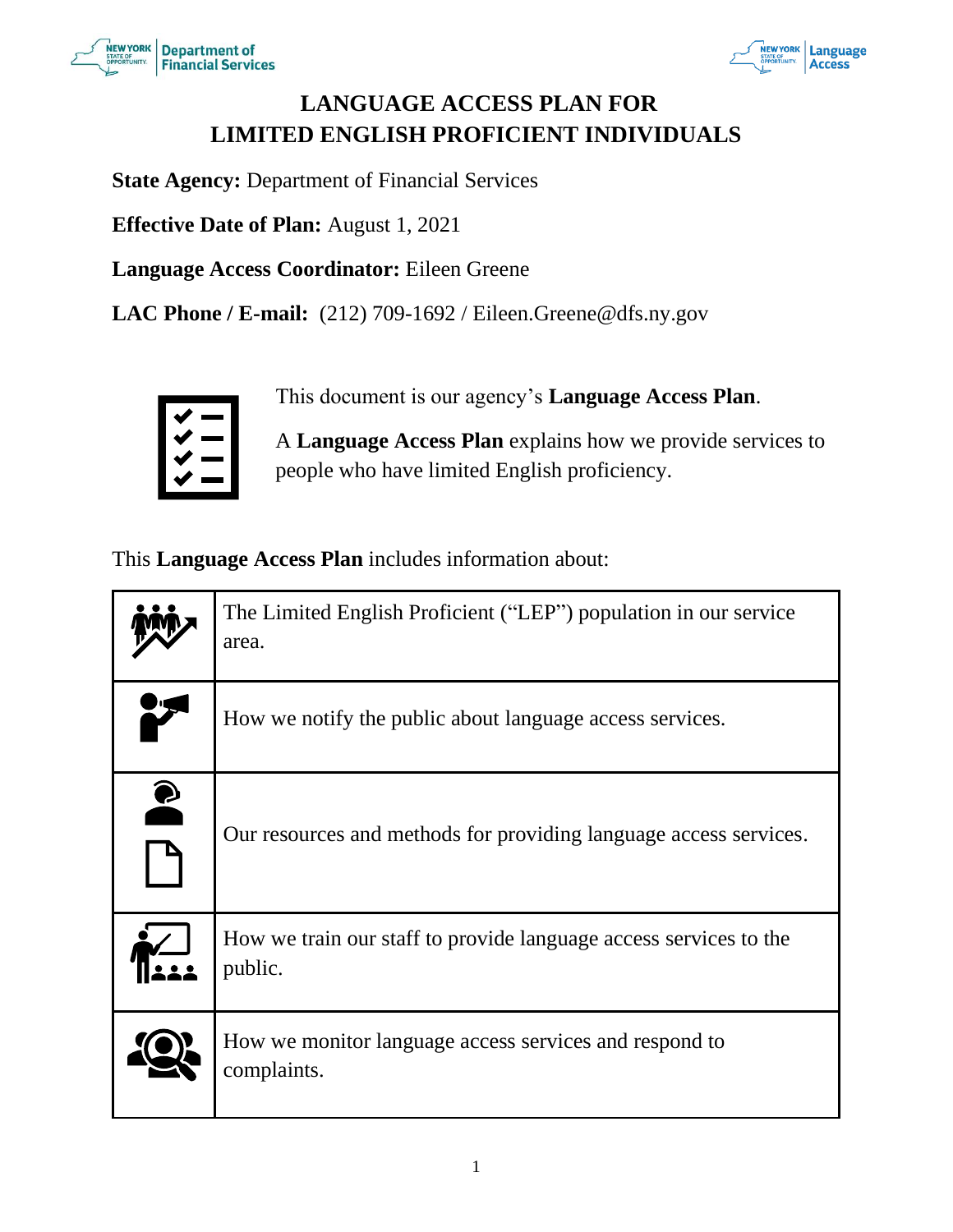# LANGUAGE ACCESS PLAN FOR LIMITED ENGLISH PROFICIENT INDIVIDUALS

**State Agency:** Department of Financial Services

**Effective Date of Plan:** August 1, 2021

**Language Access Coordinator:** Eileen Greene

**LAC Phone / E-mail:** (212) 709-1692 / Eileen.Greene@dfs.ny.gov

This document is our agency's **Language Access Plan**.

A **Language Access Plan** explains how we provide services to people who have limited English proficiency.

This **Language Access Plan** includes information about:

| | |
|---|---|
| | The Limited English Proficient ("LEP") population in our service area. |
| | How we notify the public about language access services. |
| | Our resources and methods for providing language access services. |
| | How we train our staff to provide language access services to the public. |
| | How we monitor language access services and respond to complaints. |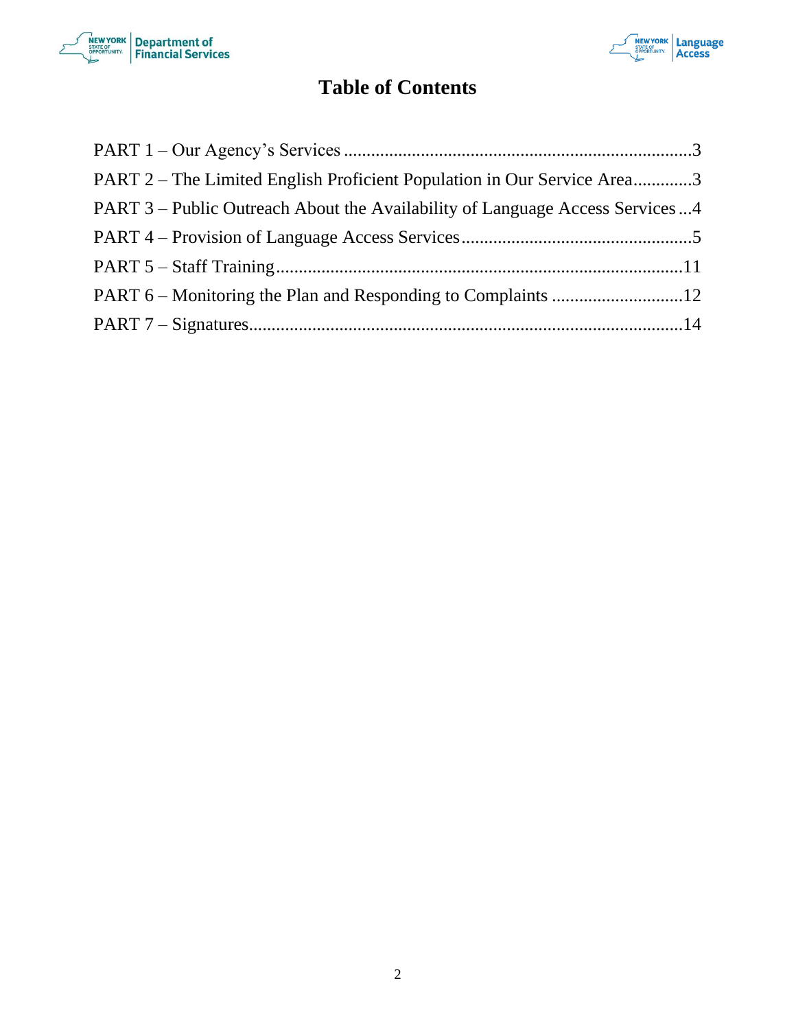# Table of Contents

PART 1 – Our Agency's Services ............................................................................3

PART 2 – The Limited English Proficient Population in Our Service Area.............3

PART 3 – Public Outreach About the Availability of Language Access Services ...4

PART 4 – Provision of Language Access Services..................................................5

PART 5 – Staff Training.........................................................................................11

PART 6 – Monitoring the Plan and Responding to Complaints .............................12

PART 7 – Signatures...............................................................................................14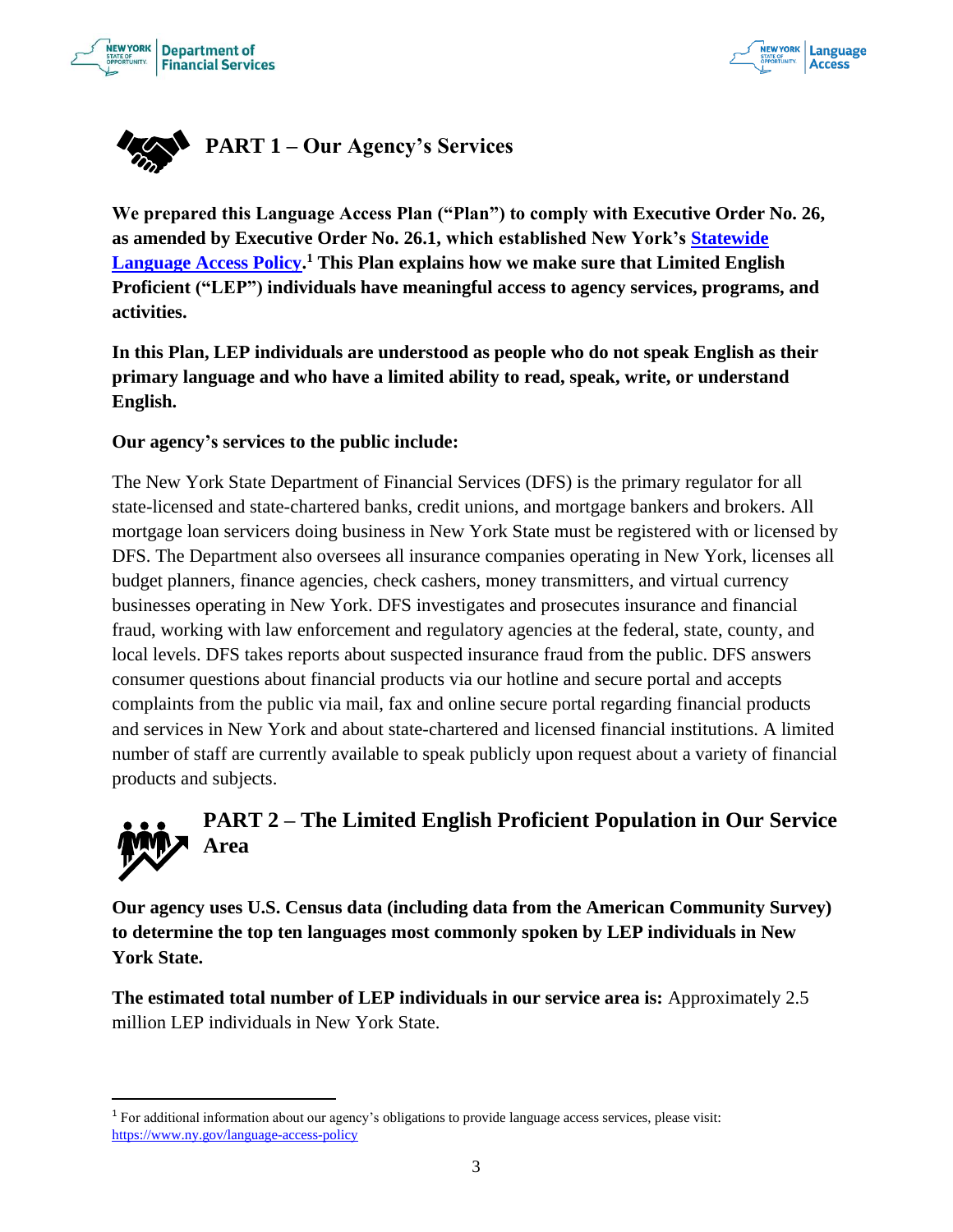## PART 1 – Our Agency's Services

**We prepared this Language Access Plan ("Plan") to comply with Executive Order No. 26, as amended by Executive Order No. 26.1, which established New York's [Statewide Language Access Policy](https://www.ny.gov/language-access-policy).[1] This Plan explains how we make sure that Limited English Proficient ("LEP") individuals have meaningful access to agency services, programs, and activities.**

**In this Plan, LEP individuals are understood as people who do not speak English as their primary language and who have a limited ability to read, speak, write, or understand English.**

**Our agency's services to the public include:**

The New York State Department of Financial Services (DFS) is the primary regulator for all state-licensed and state-chartered banks, credit unions, and mortgage bankers and brokers. All mortgage loan servicers doing business in New York State must be registered with or licensed by DFS. The Department also oversees all insurance companies operating in New York, licenses all budget planners, finance agencies, check cashers, money transmitters, and virtual currency businesses operating in New York. DFS investigates and prosecutes insurance and financial fraud, working with law enforcement and regulatory agencies at the federal, state, county, and local levels. DFS takes reports about suspected insurance fraud from the public. DFS answers consumer questions about financial products via our hotline and secure portal and accepts complaints from the public via mail, fax and online secure portal regarding financial products and services in New York and about state-chartered and licensed financial institutions. A limited number of staff are currently available to speak publicly upon request about a variety of financial products and subjects.

## PART 2 – The Limited English Proficient Population in Our Service Area

**Our agency uses U.S. Census data (including data from the American Community Survey) to determine the top ten languages most commonly spoken by LEP individuals in New York State.**

**The estimated total number of LEP individuals in our service area is:** Approximately 2.5 million LEP individuals in New York State.

---

[1] For additional information about our agency's obligations to provide language access services, please visit: https://www.ny.gov/language-access-policy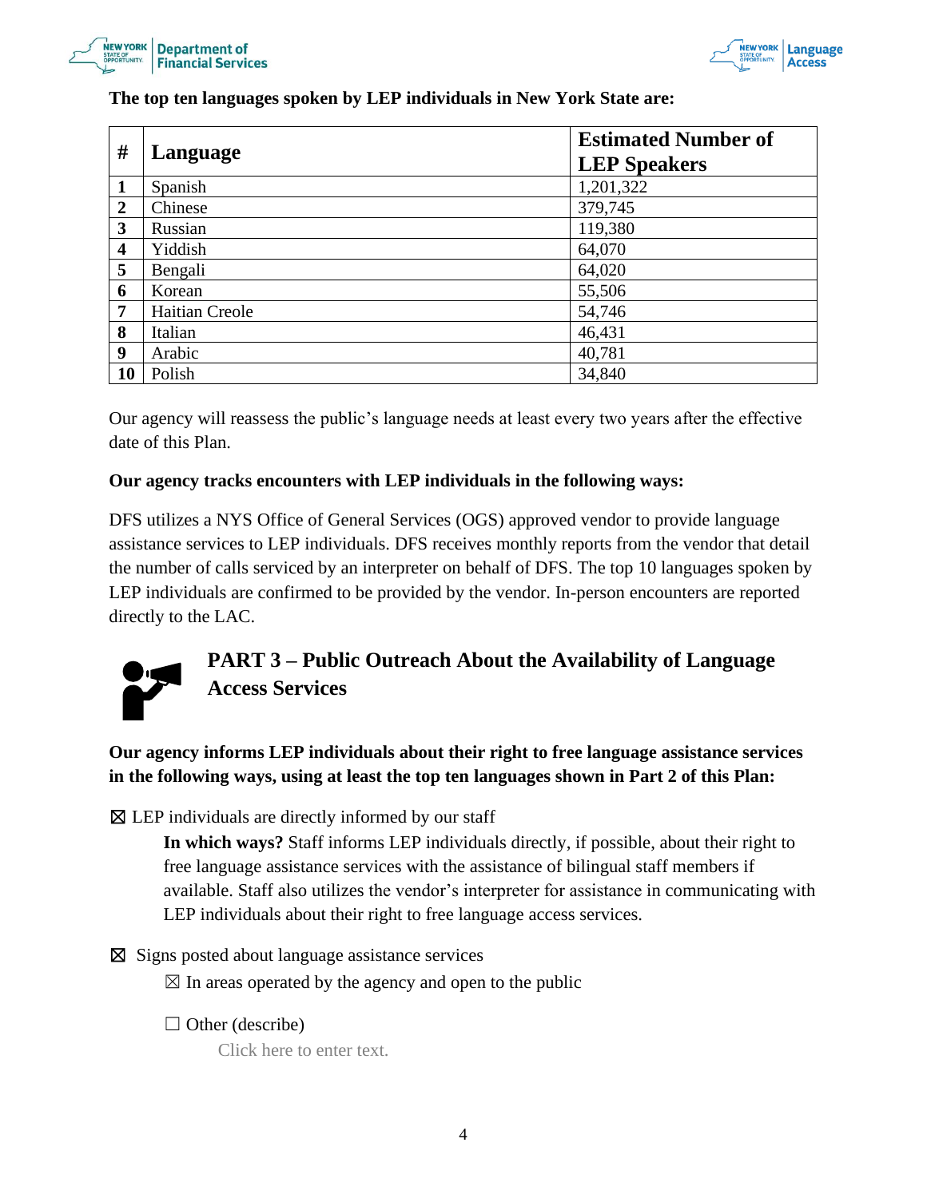**The top ten languages spoken by LEP individuals in New York State are:**

| # | Language | Estimated Number of LEP Speakers |
|---|---|---|
| 1 | Spanish | 1,201,322 |
| 2 | Chinese | 379,745 |
| 3 | Russian | 119,380 |
| 4 | Yiddish | 64,070 |
| 5 | Bengali | 64,020 |
| 6 | Korean | 55,506 |
| 7 | Haitian Creole | 54,746 |
| 8 | Italian | 46,431 |
| 9 | Arabic | 40,781 |
| 10 | Polish | 34,840 |

Our agency will reassess the public's language needs at least every two years after the effective date of this Plan.

**Our agency tracks encounters with LEP individuals in the following ways:**

DFS utilizes a NYS Office of General Services (OGS) approved vendor to provide language assistance services to LEP individuals. DFS receives monthly reports from the vendor that detail the number of calls serviced by an interpreter on behalf of DFS. The top 10 languages spoken by LEP individuals are confirmed to be provided by the vendor. In-person encounters are reported directly to the LAC.

## PART 3 – Public Outreach About the Availability of Language Access Services

**Our agency informs LEP individuals about their right to free language assistance services in the following ways, using at least the top ten languages shown in Part 2 of this Plan:**

☒ LEP individuals are directly informed by our staff

> **In which ways?** Staff informs LEP individuals directly, if possible, about their right to free language assistance services with the assistance of bilingual staff members if available. Staff also utilizes the vendor's interpreter for assistance in communicating with LEP individuals about their right to free language access services.

☒ Signs posted about language assistance services

> ☒ In areas operated by the agency and open to the public
>
> ☐ Other (describe)
>
> Click here to enter text.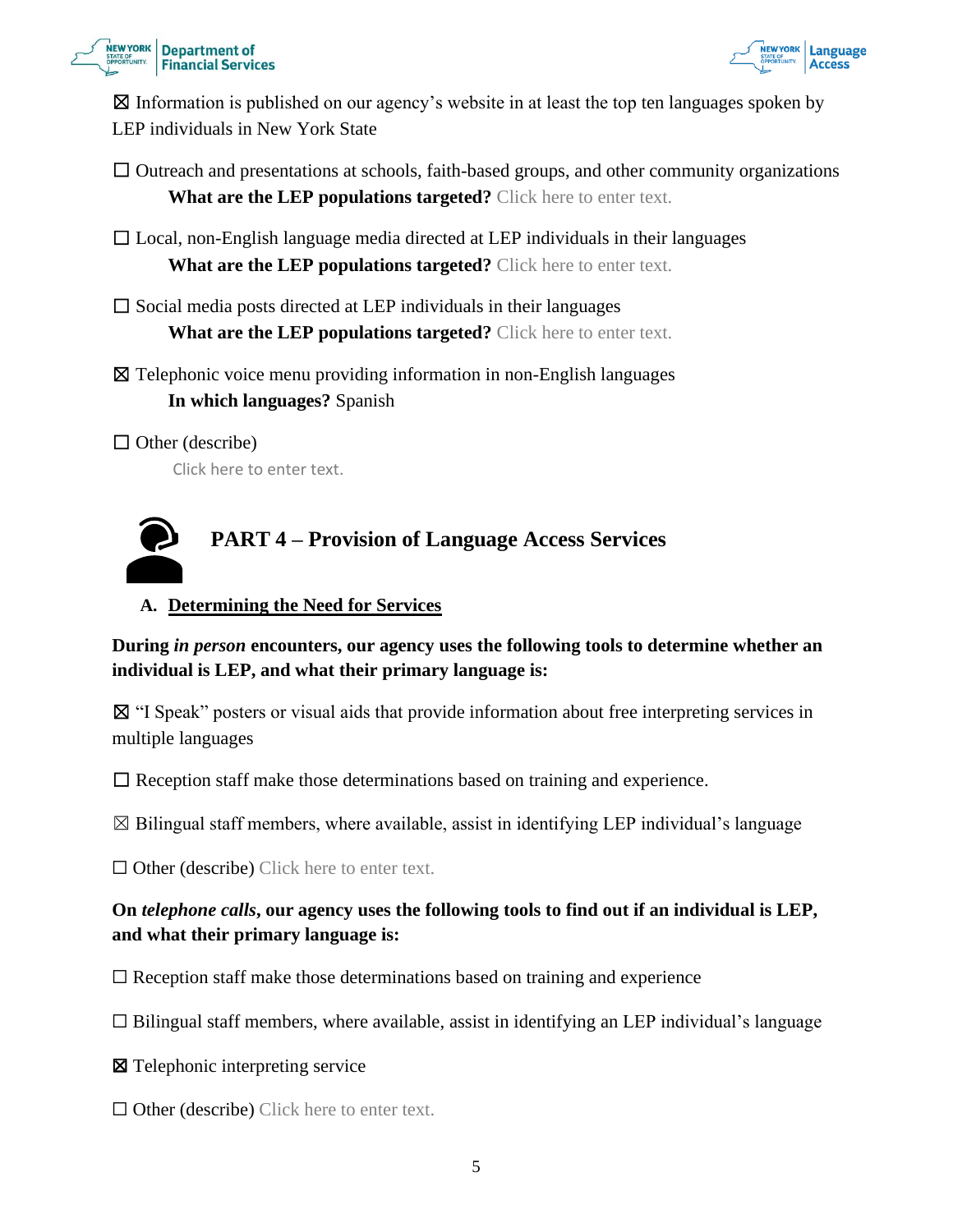☒ Information is published on our agency's website in at least the top ten languages spoken by LEP individuals in New York State

☐ Outreach and presentations at schools, faith-based groups, and other community organizations

**What are the LEP populations targeted?** Click here to enter text.

☐ Local, non-English language media directed at LEP individuals in their languages

**What are the LEP populations targeted?** Click here to enter text.

☐ Social media posts directed at LEP individuals in their languages

**What are the LEP populations targeted?** Click here to enter text.

☒ Telephonic voice menu providing information in non-English languages

**In which languages?** Spanish

☐ Other (describe)

Click here to enter text.

## PART 4 – Provision of Language Access Services

### A. Determining the Need for Services

**During *in person* encounters, our agency uses the following tools to determine whether an individual is LEP, and what their primary language is:**

☒ "I Speak" posters or visual aids that provide information about free interpreting services in multiple languages

☐ Reception staff make those determinations based on training and experience.

☒ Bilingual staff members, where available, assist in identifying LEP individual's language

☐ Other (describe) Click here to enter text.

**On *telephone calls*, our agency uses the following tools to find out if an individual is LEP, and what their primary language is:**

☐ Reception staff make those determinations based on training and experience

☐ Bilingual staff members, where available, assist in identifying an LEP individual's language

☒ Telephonic interpreting service

☐ Other (describe) Click here to enter text.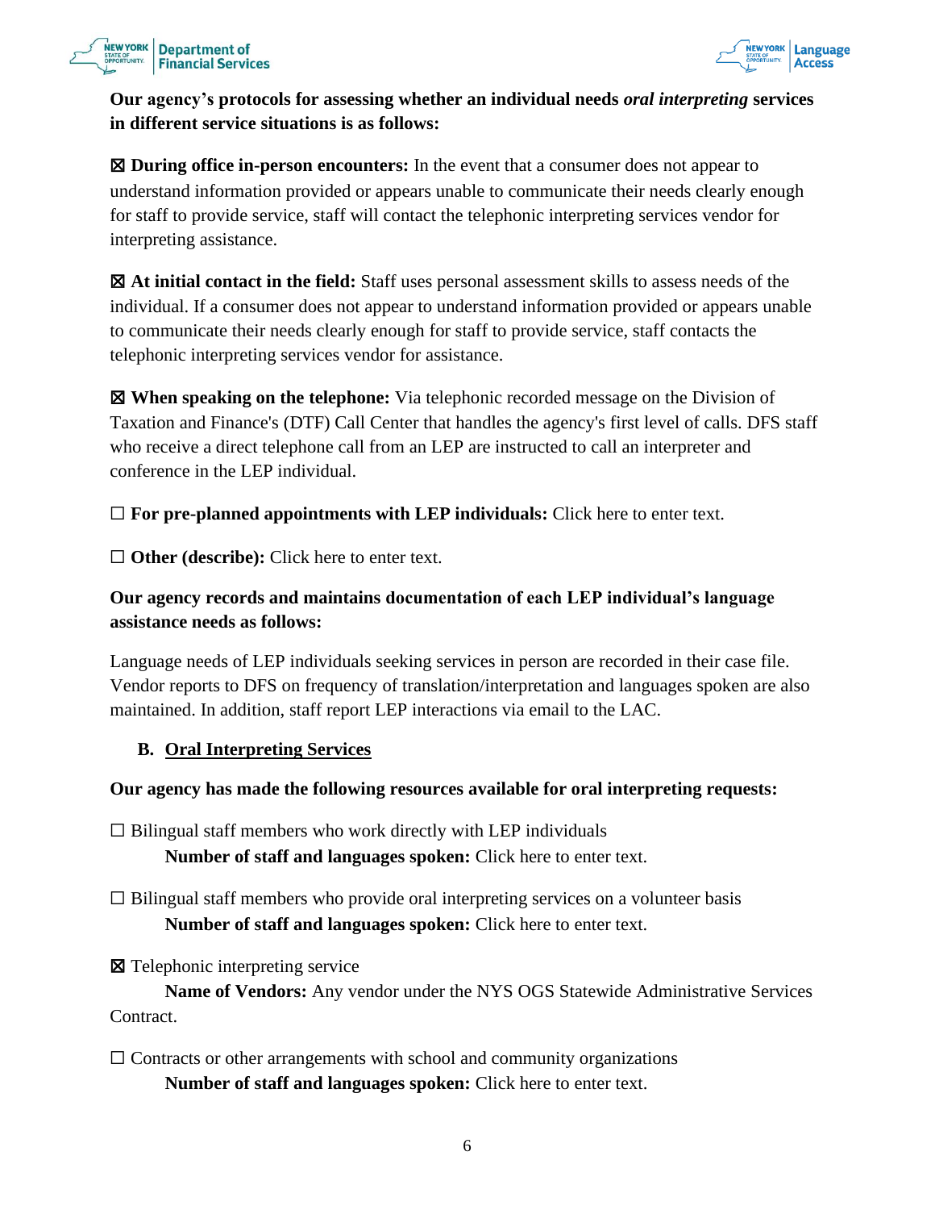**Our agency's protocols for assessing whether an individual needs *oral interpreting* services in different service situations is as follows:**

☒ **During office in-person encounters:** In the event that a consumer does not appear to understand information provided or appears unable to communicate their needs clearly enough for staff to provide service, staff will contact the telephonic interpreting services vendor for interpreting assistance.

☒ **At initial contact in the field:** Staff uses personal assessment skills to assess needs of the individual. If a consumer does not appear to understand information provided or appears unable to communicate their needs clearly enough for staff to provide service, staff contacts the telephonic interpreting services vendor for assistance.

☒ **When speaking on the telephone:** Via telephonic recorded message on the Division of Taxation and Finance's (DTF) Call Center that handles the agency's first level of calls. DFS staff who receive a direct telephone call from an LEP are instructed to call an interpreter and conference in the LEP individual.

☐ **For pre-planned appointments with LEP individuals:** Click here to enter text.

☐ **Other (describe):** Click here to enter text.

**Our agency records and maintains documentation of each LEP individual's language assistance needs as follows:**

Language needs of LEP individuals seeking services in person are recorded in their case file. Vendor reports to DFS on frequency of translation/interpretation and languages spoken are also maintained. In addition, staff report LEP interactions via email to the LAC.

### B. Oral Interpreting Services

**Our agency has made the following resources available for oral interpreting requests:**

☐ Bilingual staff members who work directly with LEP individuals
 **Number of staff and languages spoken:** Click here to enter text.

☐ Bilingual staff members who provide oral interpreting services on a volunteer basis
 **Number of staff and languages spoken:** Click here to enter text.

☒ Telephonic interpreting service
 **Name of Vendors:** Any vendor under the NYS OGS Statewide Administrative Services Contract.

☐ Contracts or other arrangements with school and community organizations
 **Number of staff and languages spoken:** Click here to enter text.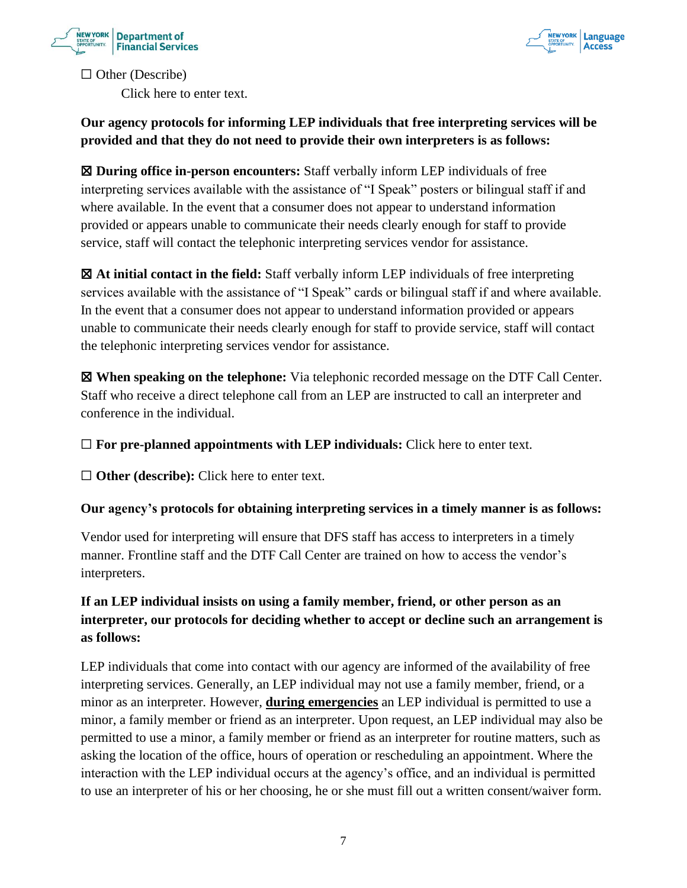☐ Other (Describe)

Click here to enter text.

**Our agency protocols for informing LEP individuals that free interpreting services will be provided and that they do not need to provide their own interpreters is as follows:**

☒ **During office in-person encounters:** Staff verbally inform LEP individuals of free interpreting services available with the assistance of "I Speak" posters or bilingual staff if and where available. In the event that a consumer does not appear to understand information provided or appears unable to communicate their needs clearly enough for staff to provide service, staff will contact the telephonic interpreting services vendor for assistance.

☒ **At initial contact in the field:** Staff verbally inform LEP individuals of free interpreting services available with the assistance of "I Speak" cards or bilingual staff if and where available. In the event that a consumer does not appear to understand information provided or appears unable to communicate their needs clearly enough for staff to provide service, staff will contact the telephonic interpreting services vendor for assistance.

☒ **When speaking on the telephone:** Via telephonic recorded message on the DTF Call Center. Staff who receive a direct telephone call from an LEP are instructed to call an interpreter and conference in the individual.

☐ **For pre-planned appointments with LEP individuals:** Click here to enter text.

☐ **Other (describe):** Click here to enter text.

**Our agency's protocols for obtaining interpreting services in a timely manner is as follows:**

Vendor used for interpreting will ensure that DFS staff has access to interpreters in a timely manner. Frontline staff and the DTF Call Center are trained on how to access the vendor's interpreters.

**If an LEP individual insists on using a family member, friend, or other person as an interpreter, our protocols for deciding whether to accept or decline such an arrangement is as follows:**

LEP individuals that come into contact with our agency are informed of the availability of free interpreting services. Generally, an LEP individual may not use a family member, friend, or a minor as an interpreter. However, **<u>during emergencies</u>** an LEP individual is permitted to use a minor, a family member or friend as an interpreter. Upon request, an LEP individual may also be permitted to use a minor, a family member or friend as an interpreter for routine matters, such as asking the location of the office, hours of operation or rescheduling an appointment. Where the interaction with the LEP individual occurs at the agency's office, and an individual is permitted to use an interpreter of his or her choosing, he or she must fill out a written consent/waiver form.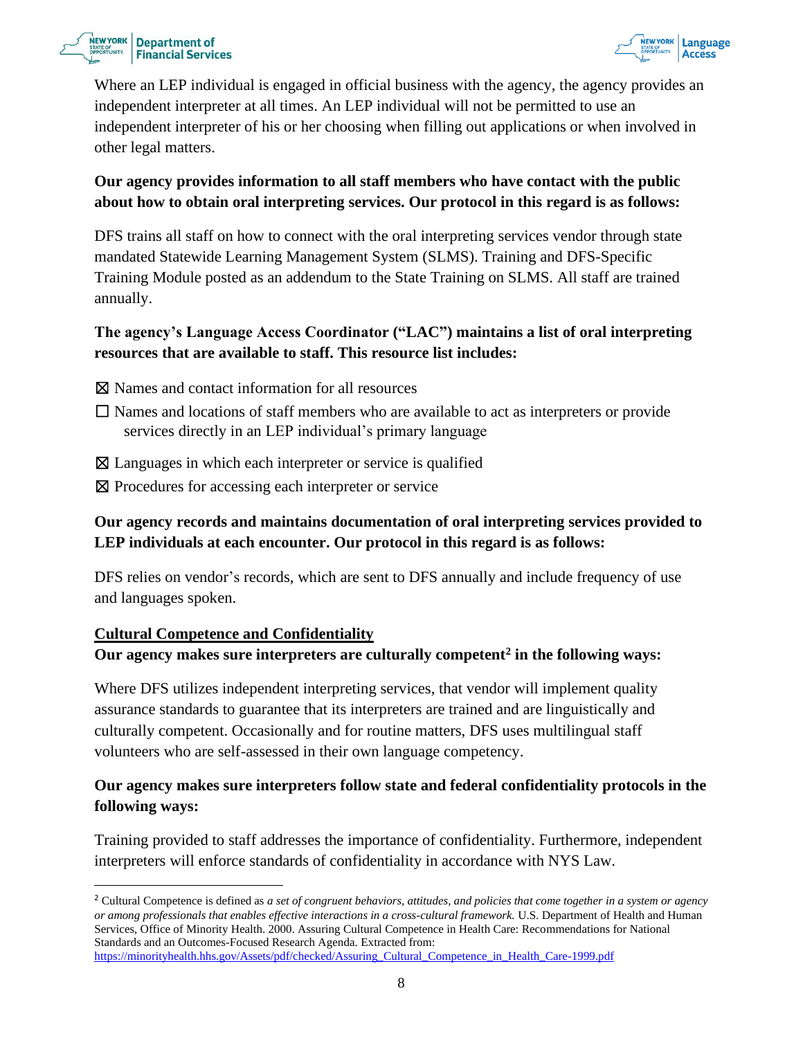Where an LEP individual is engaged in official business with the agency, the agency provides an independent interpreter at all times. An LEP individual will not be permitted to use an independent interpreter of his or her choosing when filling out applications or when involved in other legal matters.

**Our agency provides information to all staff members who have contact with the public about how to obtain oral interpreting services. Our protocol in this regard is as follows:**

DFS trains all staff on how to connect with the oral interpreting services vendor through state mandated Statewide Learning Management System (SLMS). Training and DFS-Specific Training Module posted as an addendum to the State Training on SLMS. All staff are trained annually.

**The agency's Language Access Coordinator ("LAC") maintains a list of oral interpreting resources that are available to staff. This resource list includes:**

☒ Names and contact information for all resources

☐ Names and locations of staff members who are available to act as interpreters or provide services directly in an LEP individual's primary language

☒ Languages in which each interpreter or service is qualified

☒ Procedures for accessing each interpreter or service

**Our agency records and maintains documentation of oral interpreting services provided to LEP individuals at each encounter. Our protocol in this regard is as follows:**

DFS relies on vendor's records, which are sent to DFS annually and include frequency of use and languages spoken.

**<u>Cultural Competence and Confidentiality</u>**

**Our agency makes sure interpreters are culturally competent[2] in the following ways:**

Where DFS utilizes independent interpreting services, that vendor will implement quality assurance standards to guarantee that its interpreters are trained and are linguistically and culturally competent. Occasionally and for routine matters, DFS uses multilingual staff volunteers who are self-assessed in their own language competency.

**Our agency makes sure interpreters follow state and federal confidentiality protocols in the following ways:**

Training provided to staff addresses the importance of confidentiality. Furthermore, independent interpreters will enforce standards of confidentiality in accordance with NYS Law.

---

[2] Cultural Competence is defined as *a set of congruent behaviors, attitudes, and policies that come together in a system or agency or among professionals that enables effective interactions in a cross-cultural framework.* U.S. Department of Health and Human Services, Office of Minority Health. 2000. Assuring Cultural Competence in Health Care: Recommendations for National Standards and an Outcomes-Focused Research Agenda. Extracted from: https://minorityhealth.hhs.gov/Assets/pdf/checked/Assuring_Cultural_Competence_in_Health_Care-1999.pdf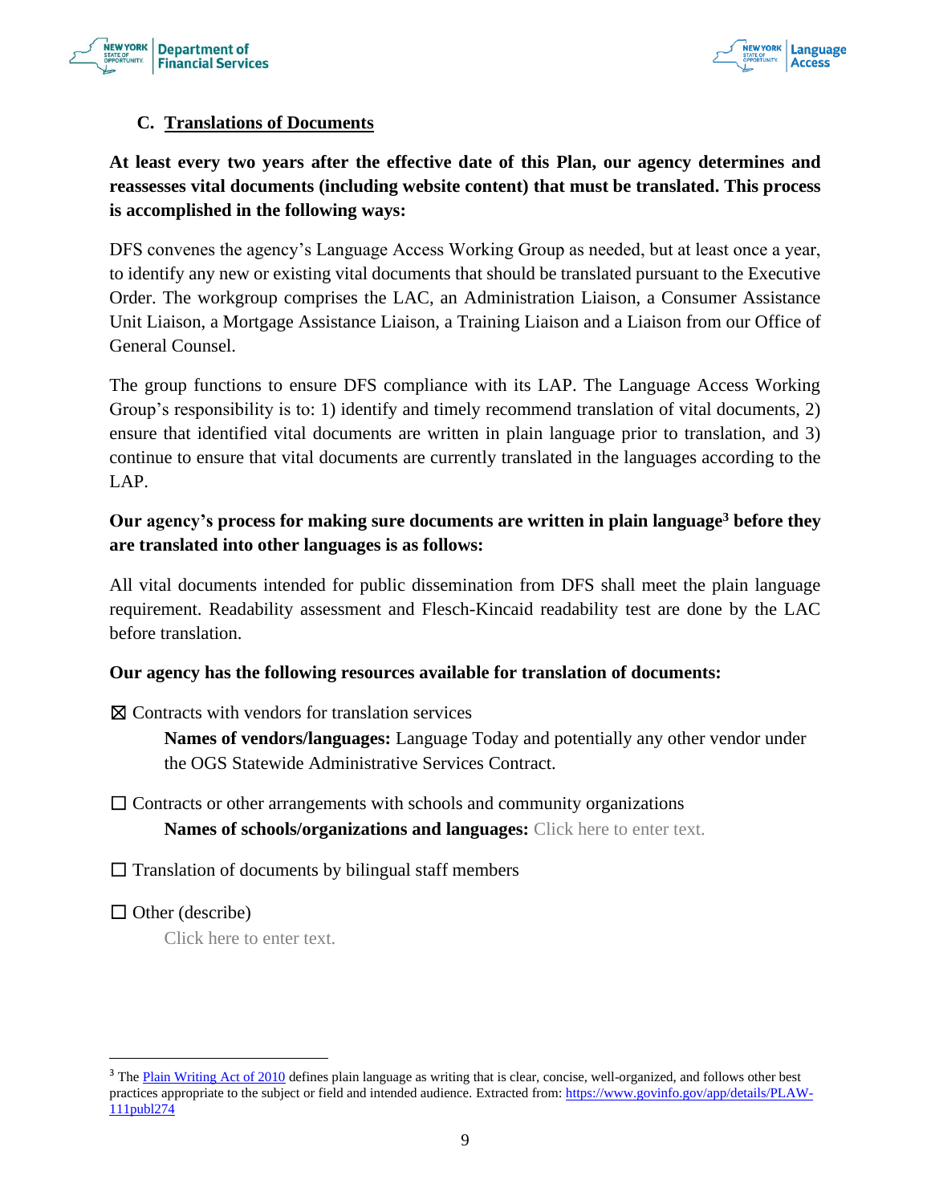### C. Translations of Documents

**At least every two years after the effective date of this Plan, our agency determines and reassesses vital documents (including website content) that must be translated. This process is accomplished in the following ways:**

DFS convenes the agency's Language Access Working Group as needed, but at least once a year, to identify any new or existing vital documents that should be translated pursuant to the Executive Order. The workgroup comprises the LAC, an Administration Liaison, a Consumer Assistance Unit Liaison, a Mortgage Assistance Liaison, a Training Liaison and a Liaison from our Office of General Counsel.

The group functions to ensure DFS compliance with its LAP. The Language Access Working Group's responsibility is to: 1) identify and timely recommend translation of vital documents, 2) ensure that identified vital documents are written in plain language prior to translation, and 3) continue to ensure that vital documents are currently translated in the languages according to the LAP.

**Our agency's process for making sure documents are written in plain language[3] before they are translated into other languages is as follows:**

All vital documents intended for public dissemination from DFS shall meet the plain language requirement. Readability assessment and Flesch-Kincaid readability test are done by the LAC before translation.

**Our agency has the following resources available for translation of documents:**

☒ Contracts with vendors for translation services

**Names of vendors/languages:** Language Today and potentially any other vendor under the OGS Statewide Administrative Services Contract.

☐ Contracts or other arrangements with schools and community organizations

**Names of schools/organizations and languages:** Click here to enter text.

☐ Translation of documents by bilingual staff members

☐ Other (describe)

Click here to enter text.

---

[3] The Plain Writing Act of 2010 defines plain language as writing that is clear, concise, well-organized, and follows other best practices appropriate to the subject or field and intended audience. Extracted from: https://www.govinfo.gov/app/details/PLAW-111publ274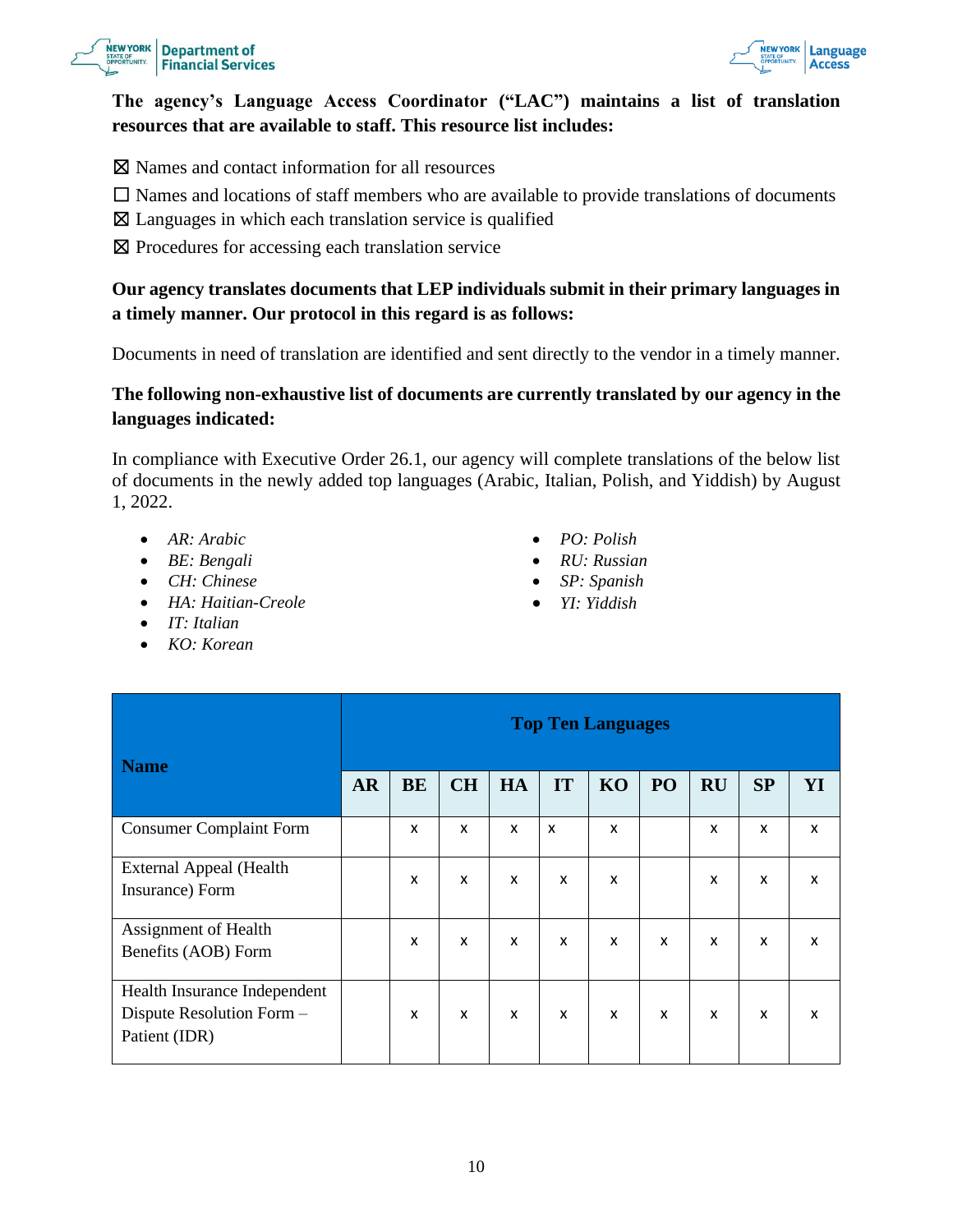**The agency's Language Access Coordinator ("LAC") maintains a list of translation resources that are available to staff. This resource list includes:**

☒ Names and contact information for all resources

☐ Names and locations of staff members who are available to provide translations of documents

☒ Languages in which each translation service is qualified

☒ Procedures for accessing each translation service

**Our agency translates documents that LEP individuals submit in their primary languages in a timely manner. Our protocol in this regard is as follows:**

Documents in need of translation are identified and sent directly to the vendor in a timely manner.

**The following non-exhaustive list of documents are currently translated by our agency in the languages indicated:**

In compliance with Executive Order 26.1, our agency will complete translations of the below list of documents in the newly added top languages (Arabic, Italian, Polish, and Yiddish) by August 1, 2022.

- *AR: Arabic*
- *BE: Bengali*
- *CH: Chinese*
- *HA: Haitian-Creole*
- *IT: Italian*
- *KO: Korean*
- *PO: Polish*
- *RU: Russian*
- *SP: Spanish*
- *YI: Yiddish*

| Name | Top Ten Languages | | | | | | | | | |
|---|---|---|---|---|---|---|---|---|---|---|
| | AR | BE | CH | HA | IT | KO | PO | RU | SP | YI |
| Consumer Complaint Form | | x | x | x | x | x | | x | x | x |
| External Appeal (Health Insurance) Form | | x | x | x | x | x | | x | x | x |
| Assignment of Health Benefits (AOB) Form | | x | x | x | x | x | x | x | x | x |
| Health Insurance Independent Dispute Resolution Form – Patient (IDR) | | x | x | x | x | x | x | x | x | x |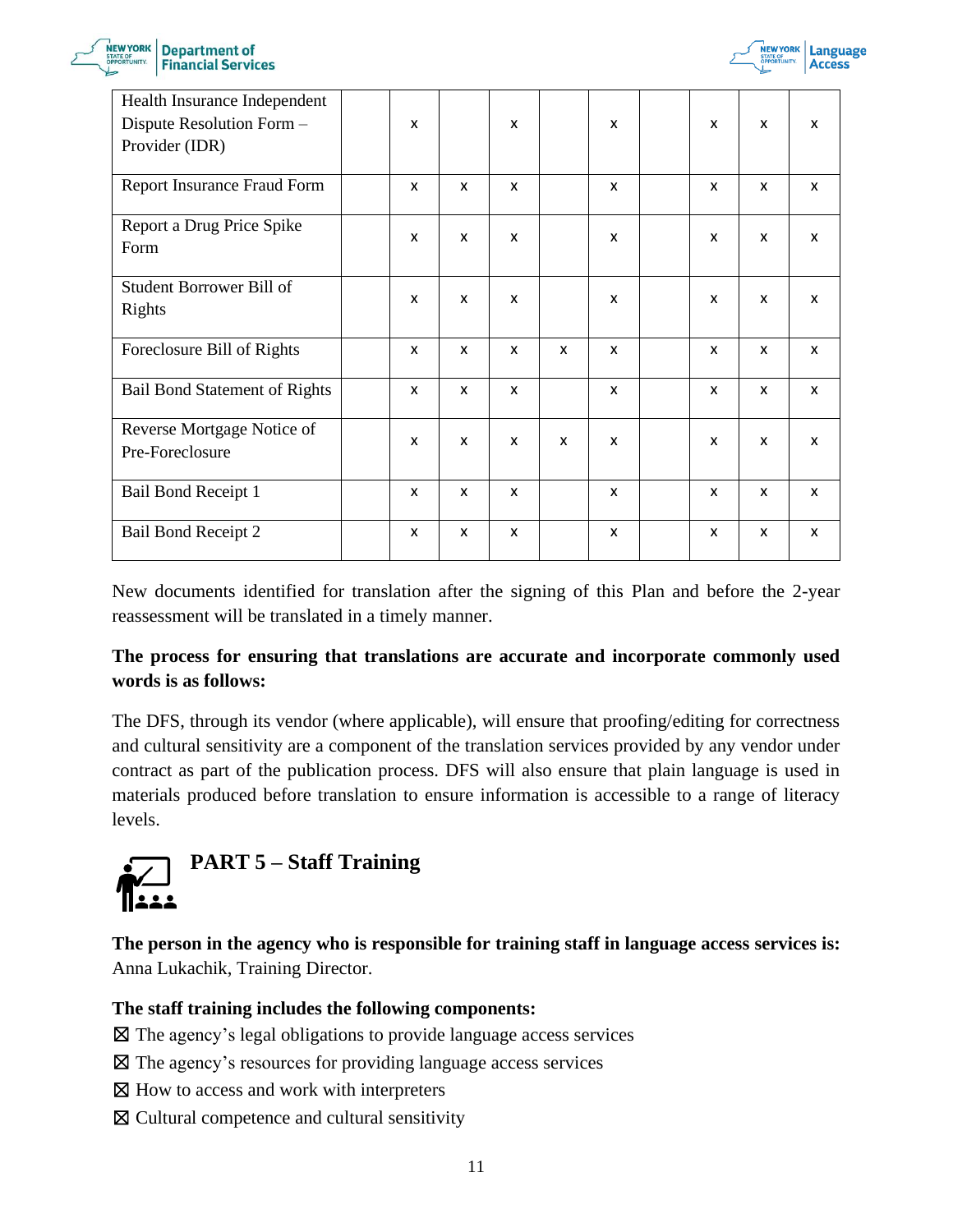| | | | | | | | | | | |
|---|---|---|---|---|---|---|---|---|---|---|
| Health Insurance Independent Dispute Resolution Form – Provider (IDR) | | x | | x | | x | | x | x | x |
| Report Insurance Fraud Form | | x | x | x | | x | | x | x | x |
| Report a Drug Price Spike Form | | x | x | x | | x | | x | x | x |
| Student Borrower Bill of Rights | | x | x | x | | x | | x | x | x |
| Foreclosure Bill of Rights | | x | x | x | x | x | | x | x | x |
| Bail Bond Statement of Rights | | x | x | x | | x | | x | x | x |
| Reverse Mortgage Notice of Pre-Foreclosure | | x | x | x | x | x | | x | x | x |
| Bail Bond Receipt 1 | | x | x | x | | x | | x | x | x |
| Bail Bond Receipt 2 | | x | x | x | | x | | x | x | x |

New documents identified for translation after the signing of this Plan and before the 2-year reassessment will be translated in a timely manner.

**The process for ensuring that translations are accurate and incorporate commonly used words is as follows:**

The DFS, through its vendor (where applicable), will ensure that proofing/editing for correctness and cultural sensitivity are a component of the translation services provided by any vendor under contract as part of the publication process. DFS will also ensure that plain language is used in materials produced before translation to ensure information is accessible to a range of literacy levels.

## PART 5 – Staff Training

**The person in the agency who is responsible for training staff in language access services is:** Anna Lukachik, Training Director.

**The staff training includes the following components:**

☒ The agency's legal obligations to provide language access services
☒ The agency's resources for providing language access services
☒ How to access and work with interpreters
☒ Cultural competence and cultural sensitivity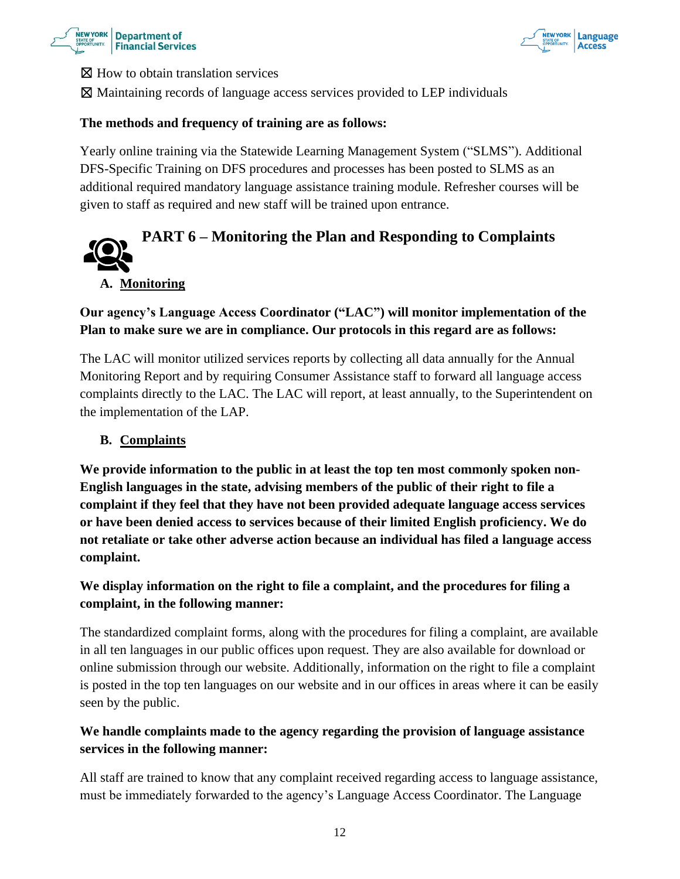☒ How to obtain translation services

☒ Maintaining records of language access services provided to LEP individuals

**The methods and frequency of training are as follows:**

Yearly online training via the Statewide Learning Management System ("SLMS"). Additional DFS-Specific Training on DFS procedures and processes has been posted to SLMS as an additional required mandatory language assistance training module. Refresher courses will be given to staff as required and new staff will be trained upon entrance.

## PART 6 – Monitoring the Plan and Responding to Complaints

### A. Monitoring

**Our agency's Language Access Coordinator ("LAC") will monitor implementation of the Plan to make sure we are in compliance. Our protocols in this regard are as follows:**

The LAC will monitor utilized services reports by collecting all data annually for the Annual Monitoring Report and by requiring Consumer Assistance staff to forward all language access complaints directly to the LAC. The LAC will report, at least annually, to the Superintendent on the implementation of the LAP.

### B. Complaints

**We provide information to the public in at least the top ten most commonly spoken non-English languages in the state, advising members of the public of their right to file a complaint if they feel that they have not been provided adequate language access services or have been denied access to services because of their limited English proficiency. We do not retaliate or take other adverse action because an individual has filed a language access complaint.**

**We display information on the right to file a complaint, and the procedures for filing a complaint, in the following manner:**

The standardized complaint forms, along with the procedures for filing a complaint, are available in all ten languages in our public offices upon request. They are also available for download or online submission through our website. Additionally, information on the right to file a complaint is posted in the top ten languages on our website and in our offices in areas where it can be easily seen by the public.

**We handle complaints made to the agency regarding the provision of language assistance services in the following manner:**

All staff are trained to know that any complaint received regarding access to language assistance, must be immediately forwarded to the agency's Language Access Coordinator. The Language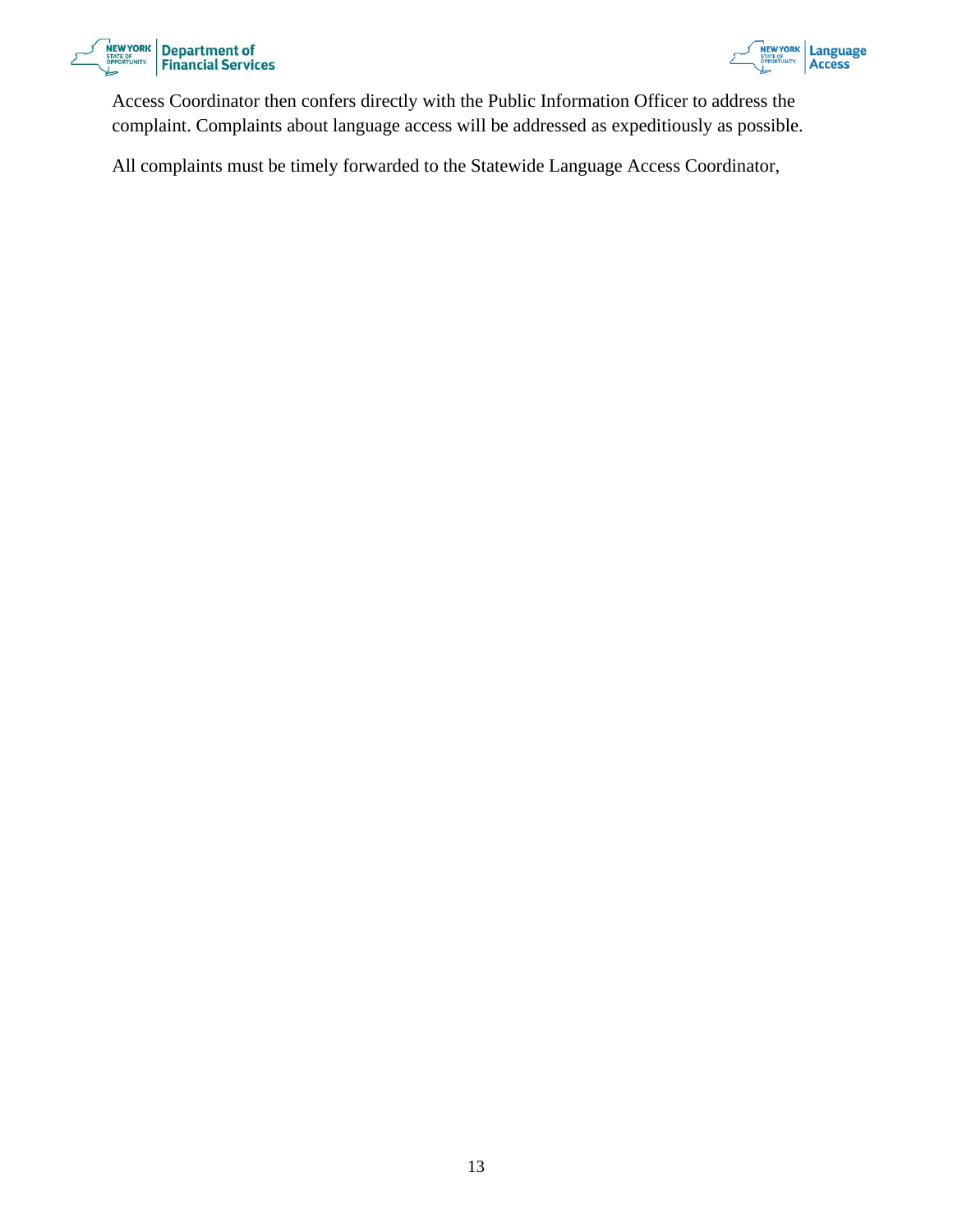Access Coordinator then confers directly with the Public Information Officer to address the complaint. Complaints about language access will be addressed as expeditiously as possible.

All complaints must be timely forwarded to the Statewide Language Access Coordinator,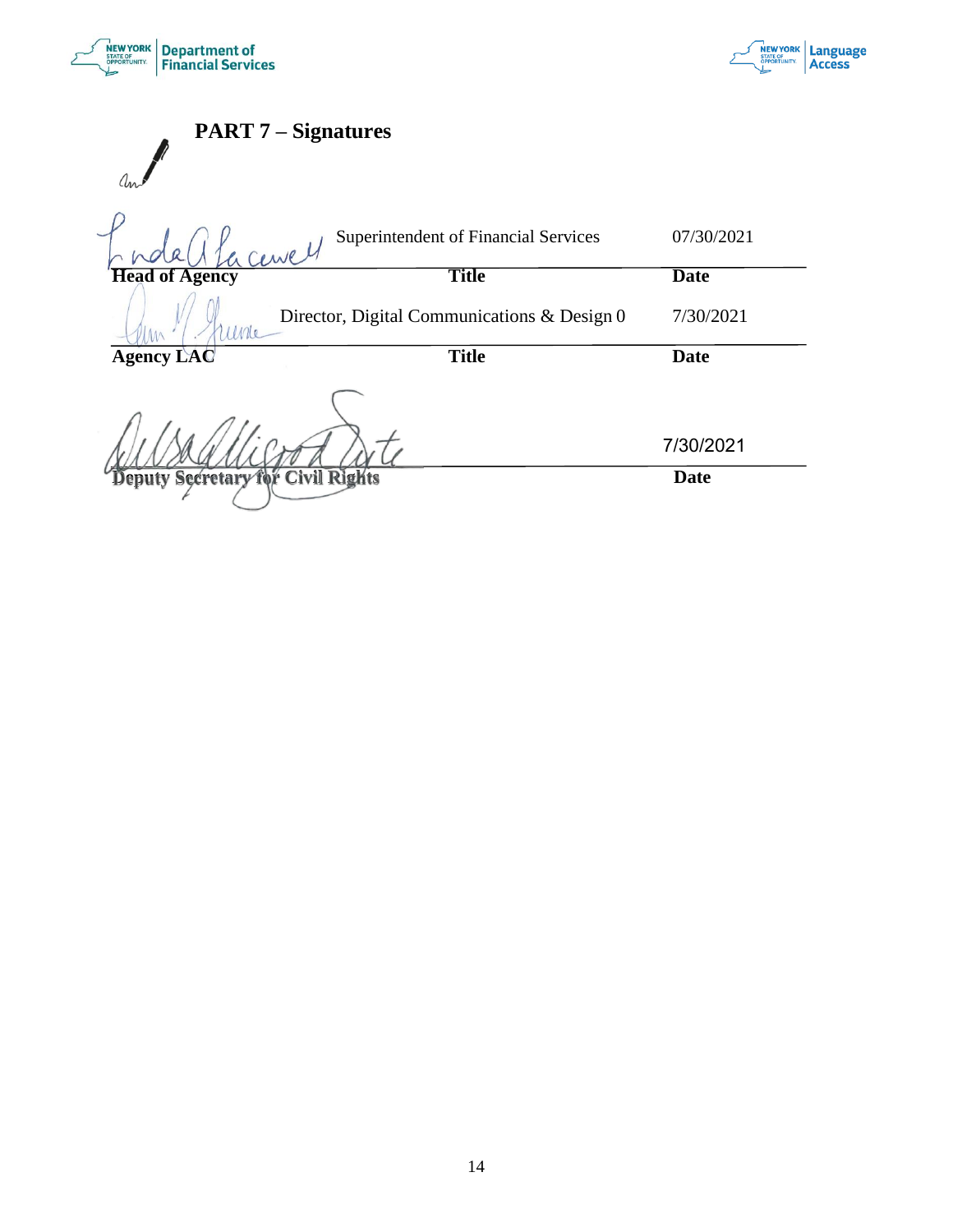## PART 7 – Signatures

| | | |
|---|---|---|
| | Superintendent of Financial Services | 07/30/2021 |
| **Head of Agency** | **Title** | **Date** |
| | Director, Digital Communications & Design 0 | 7/30/2021 |
| **Agency LAC** | **Title** | **Date** |
| | | 7/30/2021 |
| **Deputy Secretary for Civil Rights** | | **Date** |